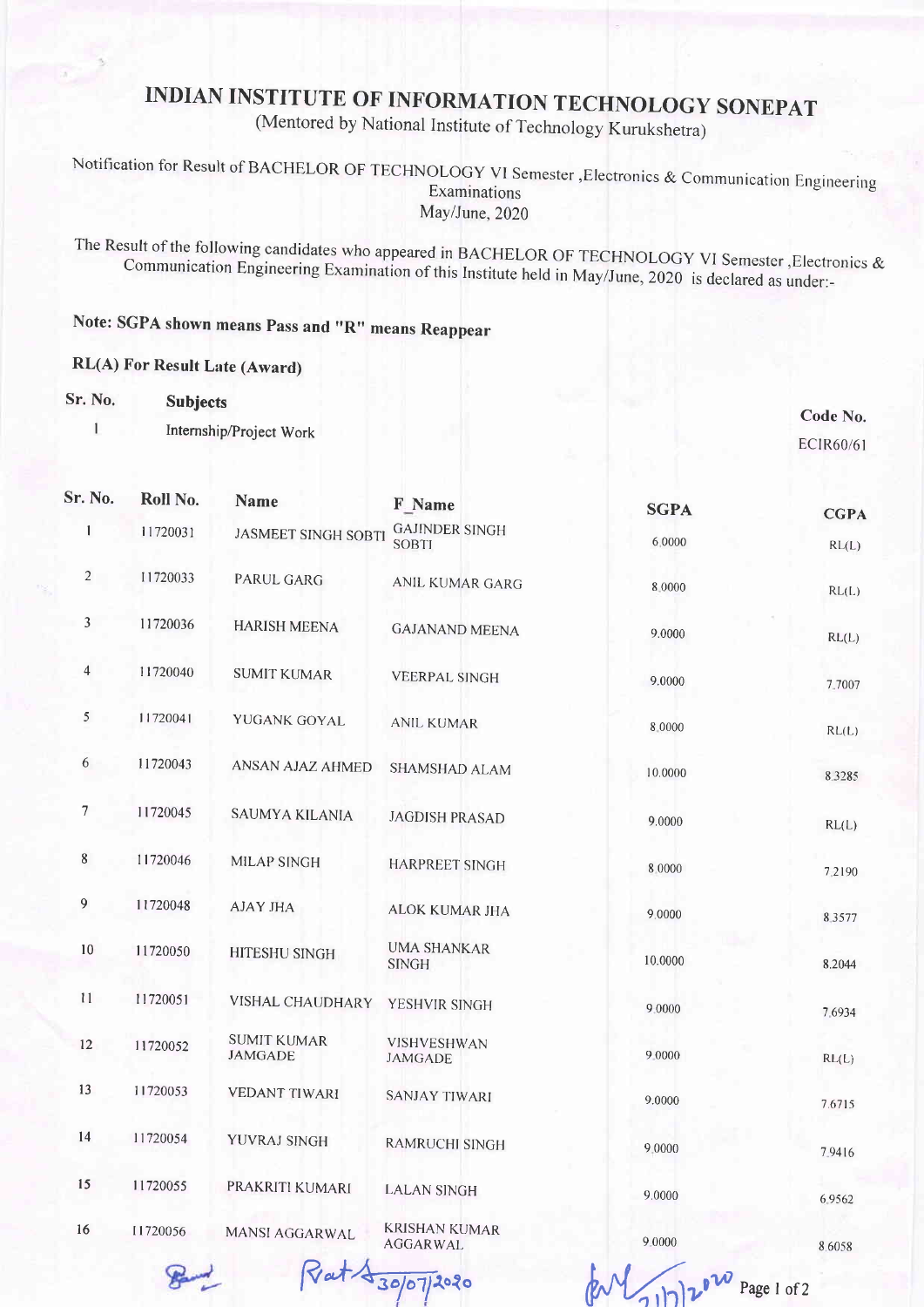# INDIAN INSTITUTE OF INFORMATION TECHNOLOGY SONEPAT

(Mentored by National Institute of Technology Kurukshetra)

Notification for Result of BACHELOR OF TECHNOLOGY VI Semester ,Electronics & Communication Engineering Examinations
May/June, 2020

The Result of the following candidates who appeared in BACHELOR OF TECHNOLOGY VI Semester ,Electronics & Communication Engineering Examination of this Institute held in May/June, 2020 is declared as under:-

**Note: SGPA shown means Pass and "R" means Reappear**

**RL(A) For Result Late (Award)**

| Sr. No. | Subjects | Code No. |
|---|---|---|
| 1 | Internship/Project Work | ECIR60/61 |

| Sr. No. | Roll No. | Name | F_Name | SGPA | CGPA |
|---|---|---|---|---|---|
| 1 | 11720031 | JASMEET SINGH SOBTI | GAJINDER SINGH SOBTI | 6.0000 | RL(L) |
| 2 | 11720033 | PARUL GARG | ANIL KUMAR GARG | 8.0000 | RL(L) |
| 3 | 11720036 | HARISH MEENA | GAJANAND MEENA | 9.0000 | RL(L) |
| 4 | 11720040 | SUMIT KUMAR | VEERPAL SINGH | 9.0000 | 7.7007 |
| 5 | 11720041 | YUGANK GOYAL | ANIL KUMAR | 8.0000 | RL(L) |
| 6 | 11720043 | ANSAN AJAZ AHMED | SHAMSHAD ALAM | 10.0000 | 8.3285 |
| 7 | 11720045 | SAUMYA KILANIA | JAGDISH PRASAD | 9.0000 | RL(L) |
| 8 | 11720046 | MILAP SINGH | HARPREET SINGH | 8.0000 | 7.2190 |
| 9 | 11720048 | AJAY JHA | ALOK KUMAR JHA | 9.0000 | 8.3577 |
| 10 | 11720050 | HITESHU SINGH | UMA SHANKAR SINGH | 10.0000 | 8.2044 |
| 11 | 11720051 | VISHAL CHAUDHARY | YESHVIR SINGH | 9.0000 | 7.6934 |
| 12 | 11720052 | SUMIT KUMAR JAMGADE | VISHVESHWAN JAMGADE | 9.0000 | RL(L) |
| 13 | 11720053 | VEDANT TIWARI | SANJAY TIWARI | 9.0000 | 7.6715 |
| 14 | 11720054 | YUVRAJ SINGH | RAMRUCHI SINGH | 9.0000 | 7.9416 |
| 15 | 11720055 | PRAKRITI KUMARI | LALAN SINGH | 9.0000 | 6.9562 |
| 16 | 11720056 | MANSI AGGARWAL | KRISHAN KUMAR AGGARWAL | 9.0000 | 8.6058 |

Rat 30/07/2020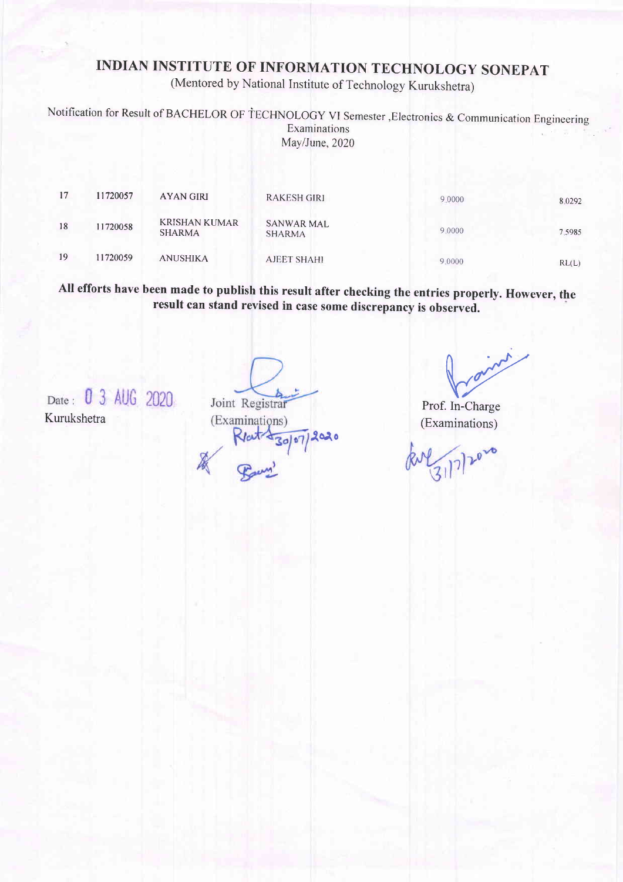# INDIAN INSTITUTE OF INFORMATION TECHNOLOGY SONEPAT

(Mentored by National Institute of Technology Kurukshetra)

Notification for Result of BACHELOR OF TECHNOLOGY VI Semester ,Electronics & Communication Engineering Examinations
May/June, 2020

| | | | | | |
|---|---|---|---|---|---|
| 17 | 11720057 | AYAN GIRI | RAKESH GIRI | 9.0000 | 8.0292 |
| 18 | 11720058 | KRISHAN KUMAR SHARMA | SANWAR MAL SHARMA | 9.0000 | 7.5985 |
| 19 | 11720059 | ANUSHIKA | AJEET SHAHI | 9.0000 | RL(L) |

**All efforts have been made to publish this result after checking the entries properly. However, the result can stand revised in case some discrepancy is observed.**

Date : 0 3 AUG 2020
Kurukshetra

Joint Registrar
(Examinations)
30/07/2020

Prof. In-Charge
(Examinations)
31/7/2020